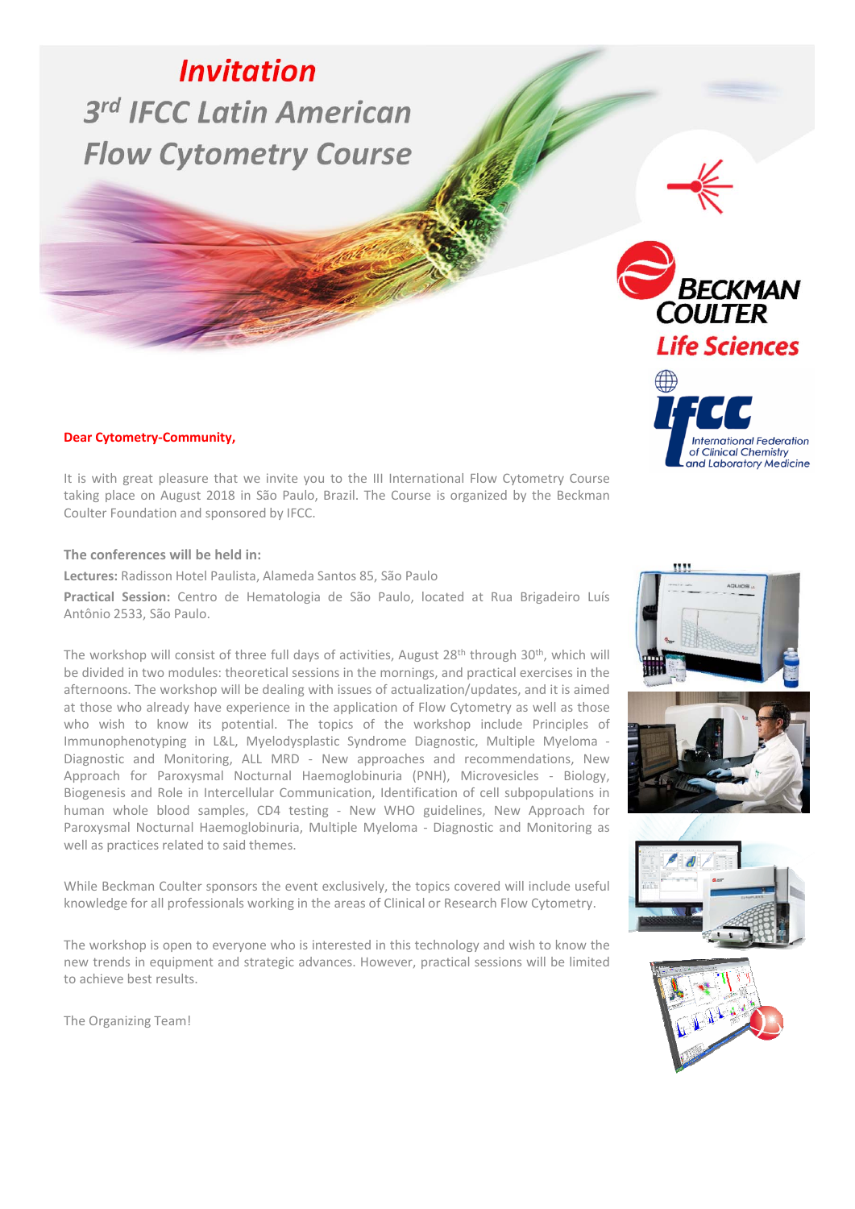# *Invitation*

## *3rd IFCC Latin American Flow Cytometry Course*

**Dear Cytometry-Community,**

It is with great pleasure that we invite you to the III International Flow Cytometry Course taking place on August 2018 in São Paulo, Brazil. The Course is organized by the Beckman Coulter Foundation and sponsored by IFCC.

**The conferences will be held in:**

**Lectures:** Radisson Hotel Paulista, Alameda Santos 85, São Paulo

**Practical Session:** Centro de Hematologia de São Paulo, located at Rua Brigadeiro Luís Antônio 2533, São Paulo.

The workshop will consist of three full days of activities, August 28th through 30th, which will be divided in two modules: theoretical sessions in the mornings, and practical exercises in the afternoons. The workshop will be dealing with issues of actualization/updates, and it is aimed at those who already have experience in the application of Flow Cytometry as well as those who wish to know its potential. The topics of the workshop include Principles of Immunophenotyping in L&L, Myelodysplastic Syndrome Diagnostic, Multiple Myeloma - Diagnostic and Monitoring, ALL MRD - New approaches and recommendations, New Approach for Paroxysmal Nocturnal Haemoglobinuria (PNH), Microvesicles - Biology, Biogenesis and Role in Intercellular Communication, Identification of cell subpopulations in human whole blood samples, CD4 testing - New WHO guidelines, New Approach for Paroxysmal Nocturnal Haemoglobinuria, Multiple Myeloma - Diagnostic and Monitoring as well as practices related to said themes.

While Beckman Coulter sponsors the event exclusively, the topics covered will include useful knowledge for all professionals working in the areas of Clinical or Research Flow Cytometry.

The workshop is open to everyone who is interested in this technology and wish to know the new trends in equipment and strategic advances. However, practical sessions will be limited to achieve best results.

The Organizing Team!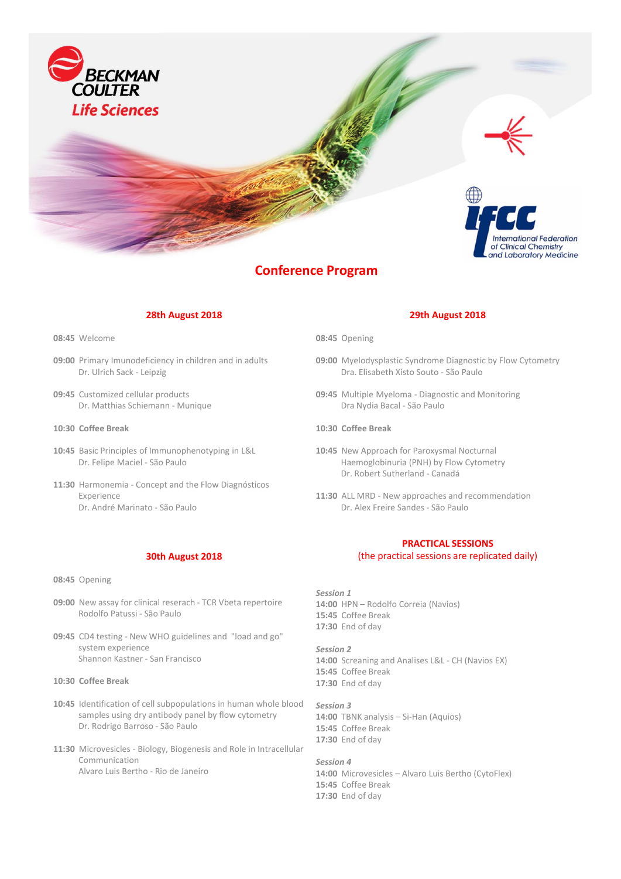Beckman Coulter Life Sciences

IFCC International Federation of Clinical Chemistry and Laboratory Medicine

# Conference Program

## 28th August 2018

**08:45** Welcome

**09:00** Primary Imunodeficiency in children and in adults
Dr. Ulrich Sack - Leipzig

**09:45** Customized cellular products
Dr. Matthias Schiemann - Munique

**10:30 Coffee Break**

**10:45** Basic Principles of Immunophenotyping in L&L
Dr. Felipe Maciel - São Paulo

**11:30** Harmonemia - Concept and the Flow Diagnósticos Experience
Dr. André Marinato - São Paulo

## 29th August 2018

**08:45** Opening

**09:00** Myelodysplastic Syndrome Diagnostic by Flow Cytometry
Dra. Elisabeth Xisto Souto - São Paulo

**09:45** Multiple Myeloma - Diagnostic and Monitoring
Dra Nydia Bacal - São Paulo

**10:30 Coffee Break**

**10:45** New Approach for Paroxysmal Nocturnal Haemoglobinuria (PNH) by Flow Cytometry
Dr. Robert Sutherland - Canadá

**11:30** ALL MRD - New approaches and recommendation
Dr. Alex Freire Sandes - São Paulo

## 30th August 2018

**08:45** Opening

**09:00** New assay for clinical reserach - TCR Vbeta repertoire
Rodolfo Patussi - São Paulo

**09:45** CD4 testing - New WHO guidelines and "load and go" system experience
Shannon Kastner - San Francisco

**10:30 Coffee Break**

**10:45** Identification of cell subpopulations in human whole blood samples using dry antibody panel by flow cytometry
Dr. Rodrigo Barroso - São Paulo

**11:30** Microvesicles - Biology, Biogenesis and Role in Intracellular Communication
Alvaro Luis Bertho - Rio de Janeiro

## PRACTICAL SESSIONS
(the practical sessions are replicated daily)

*Session 1*
**14:00** HPN – Rodolfo Correia (Navios)
**15:45** Coffee Break
**17:30** End of day

*Session 2*
**14:00** Screaning and Analises L&L - CH (Navios EX)
**15:45** Coffee Break
**17:30** End of day

*Session 3*
**14:00** TBNK analysis – Si-Han (Aquios)
**15:45** Coffee Break
**17:30** End of day

*Session 4*
**14:00** Microvesicles – Alvaro Luis Bertho (CytoFlex)
**15:45** Coffee Break
**17:30** End of day